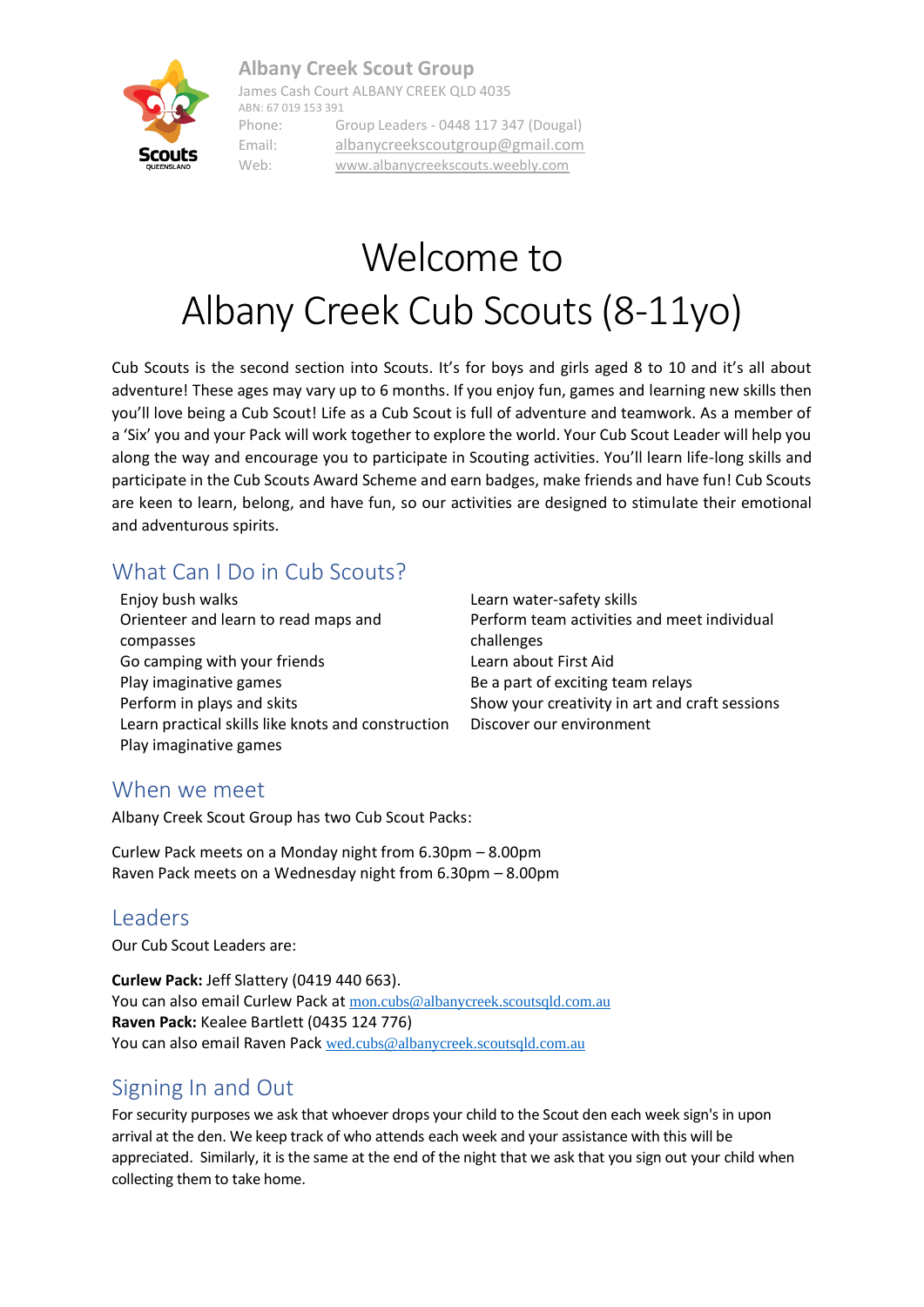**Albany Creek Scout Group**
James Cash Court ALBANY CREEK QLD 4035
ABN: 67 019 153 391

| | |
|---|---|
| Phone: | Group Leaders - 0448 117 347 (Dougal) |
| Email: | albanycreekscoutgroup@gmail.com |
| Web: | www.albanycreekscouts.weebly.com |

# Welcome to Albany Creek Cub Scouts (8-11yo)

Cub Scouts is the second section into Scouts. It's for boys and girls aged 8 to 10 and it's all about adventure! These ages may vary up to 6 months. If you enjoy fun, games and learning new skills then you'll love being a Cub Scout! Life as a Cub Scout is full of adventure and teamwork. As a member of a 'Six' you and your Pack will work together to explore the world. Your Cub Scout Leader will help you along the way and encourage you to participate in Scouting activities. You'll learn life-long skills and participate in the Cub Scouts Award Scheme and earn badges, make friends and have fun! Cub Scouts are keen to learn, belong, and have fun, so our activities are designed to stimulate their emotional and adventurous spirits.

## What Can I Do in Cub Scouts?

- Enjoy bush walks
- Orienteer and learn to read maps and compasses
- Go camping with your friends
- Play imaginative games
- Perform in plays and skits
- Learn practical skills like knots and construction
- Play imaginative games
- Learn water-safety skills
- Perform team activities and meet individual challenges
- Learn about First Aid
- Be a part of exciting team relays
- Show your creativity in art and craft sessions
- Discover our environment

## When we meet

Albany Creek Scout Group has two Cub Scout Packs:

Curlew Pack meets on a Monday night from 6.30pm – 8.00pm
Raven Pack meets on a Wednesday night from 6.30pm – 8.00pm

## Leaders

Our Cub Scout Leaders are:

**Curlew Pack:** Jeff Slattery (0419 440 663).
You can also email Curlew Pack at mon.cubs@albanycreek.scoutsqld.com.au
**Raven Pack:** Kealee Bartlett (0435 124 776)
You can also email Raven Pack wed.cubs@albanycreek.scoutsqld.com.au

## Signing In and Out

For security purposes we ask that whoever drops your child to the Scout den each week sign's in upon arrival at the den. We keep track of who attends each week and your assistance with this will be appreciated. Similarly, it is the same at the end of the night that we ask that you sign out your child when collecting them to take home.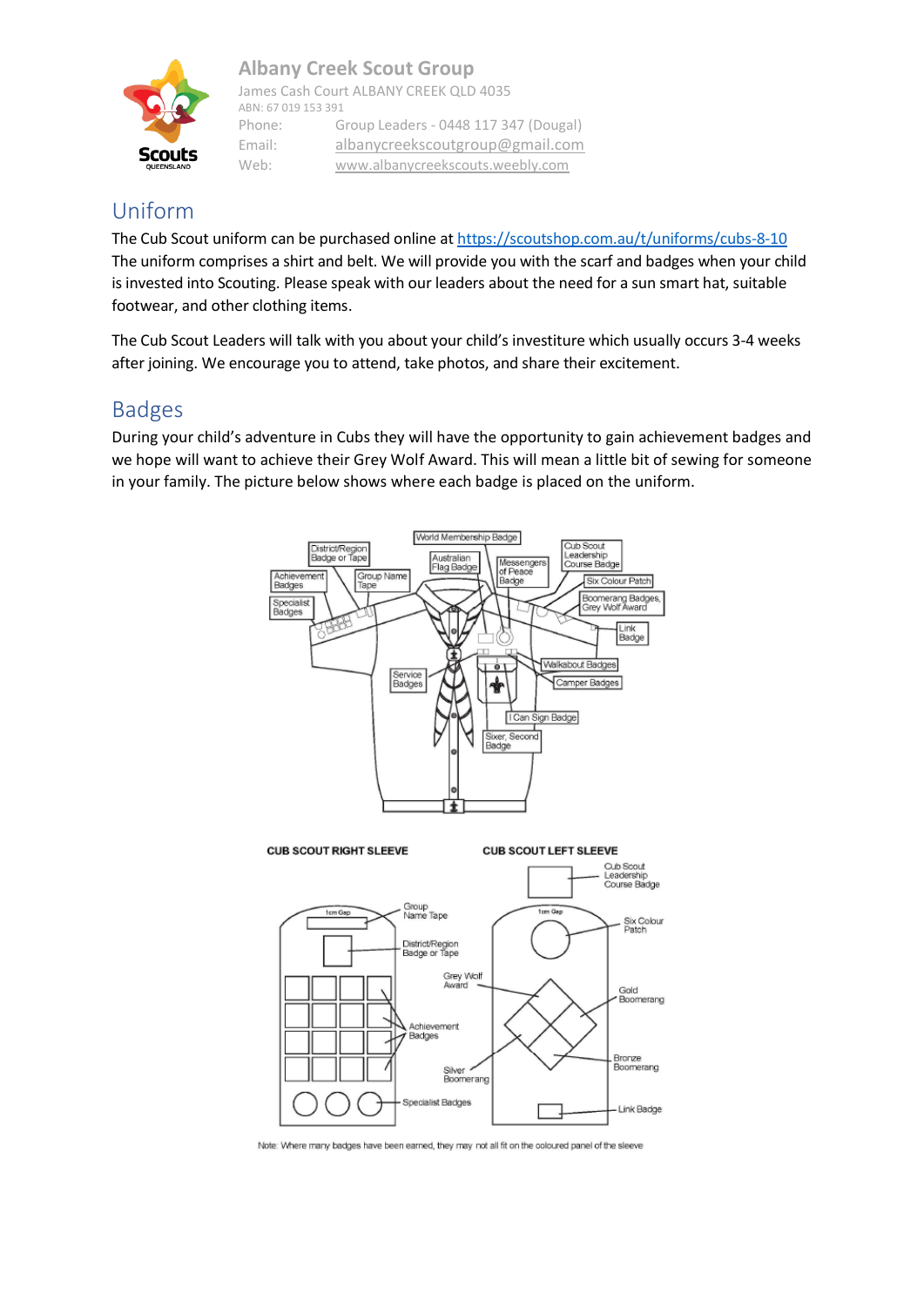**Albany Creek Scout Group**
James Cash Court ALBANY CREEK QLD 4035
ABN: 67 019 153 391
Phone: Group Leaders - 0448 117 347 (Dougal)
Email: albanycreekscoutgroup@gmail.com
Web: www.albanycreekscouts.weebly.com

## Uniform

The Cub Scout uniform can be purchased online at https://scoutshop.com.au/t/uniforms/cubs-8-10
The uniform comprises a shirt and belt. We will provide you with the scarf and badges when your child is invested into Scouting. Please speak with our leaders about the need for a sun smart hat, suitable footwear, and other clothing items.

The Cub Scout Leaders will talk with you about your child's investiture which usually occurs 3-4 weeks after joining. We encourage you to attend, take photos, and share their excitement.

## Badges

During your child's adventure in Cubs they will have the opportunity to gain achievement badges and we hope will want to achieve their Grey Wolf Award. This will mean a little bit of sewing for someone in your family. The picture below shows where each badge is placed on the uniform.

District/Region Badge or Tape
World Membership Badge
Cub Scout Leadership Course Badge
Australian Flag Badge
Messengers of Peace Badge
Achievement Badges
Group Name Tape
Six Colour Patch
Specialist Badges
Boomerang Badges, Grey Wolf Award
Link Badge
Walkabout Badges
Service Badges
Camper Badges
I Can Sign Badge
Sixer, Second Badge

CUB SCOUT RIGHT SLEEVE

1cm Gap
Group Name Tape
District/Region Badge or Tape
Achievement Badges
Specialist Badges

CUB SCOUT LEFT SLEEVE

Cub Scout Leadership Course Badge
1cm Gap
Six Colour Patch
Grey Wolf Award
Gold Boomerang
Bronze Boomerang
Silver Boomerang
Link Badge

Note: Where many badges have been earned, they may not all fit on the coloured panel of the sleeve